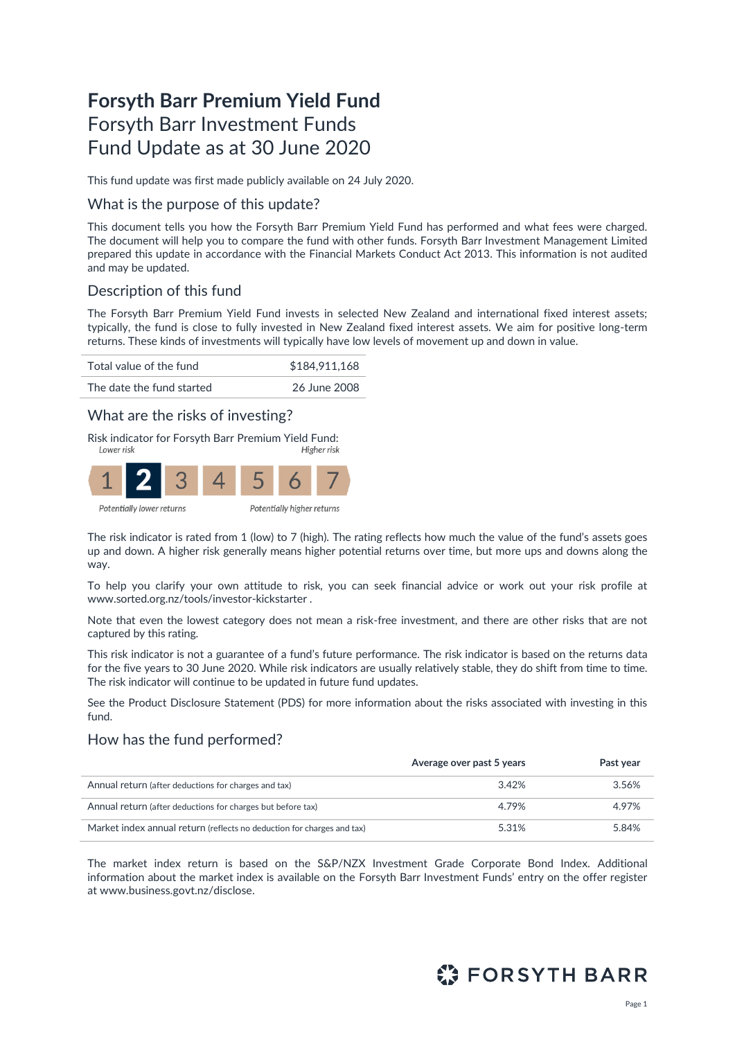# Forsyth Barr Premium Yield Fund

Forsyth Barr Investment Funds
Fund Update as at 30 June 2020

This fund update was first made publicly available on 24 July 2020.

## What is the purpose of this update?

This document tells you how the Forsyth Barr Premium Yield Fund has performed and what fees were charged. The document will help you to compare the fund with other funds. Forsyth Barr Investment Management Limited prepared this update in accordance with the Financial Markets Conduct Act 2013. This information is not audited and may be updated.

## Description of this fund

The Forsyth Barr Premium Yield Fund invests in selected New Zealand and international fixed interest assets; typically, the fund is close to fully invested in New Zealand fixed interest assets. We aim for positive long-term returns. These kinds of investments will typically have low levels of movement up and down in value.

| | |
|---|---|
| Total value of the fund | $184,911,168 |
| The date the fund started | 26 June 2008 |

## What are the risks of investing?

Risk indicator for Forsyth Barr Premium Yield Fund:

*Lower risk* — *Higher risk*

| 1 | **2** | 3 | 4 | 5 | 6 | 7 |
|---|---|---|---|---|---|---|

*Potentially lower returns* — *Potentially higher returns*

The risk indicator is rated from 1 (low) to 7 (high). The rating reflects how much the value of the fund's assets goes up and down. A higher risk generally means higher potential returns over time, but more ups and downs along the way.

To help you clarify your own attitude to risk, you can seek financial advice or work out your risk profile at www.sorted.org.nz/tools/investor-kickstarter .

Note that even the lowest category does not mean a risk-free investment, and there are other risks that are not captured by this rating.

This risk indicator is not a guarantee of a fund's future performance. The risk indicator is based on the returns data for the five years to 30 June 2020. While risk indicators are usually relatively stable, they do shift from time to time. The risk indicator will continue to be updated in future fund updates.

See the Product Disclosure Statement (PDS) for more information about the risks associated with investing in this fund.

## How has the fund performed?

| | Average over past 5 years | Past year |
|---|---|---|
| Annual return (after deductions for charges and tax) | 3.42% | 3.56% |
| Annual return (after deductions for charges but before tax) | 4.79% | 4.97% |
| Market index annual return (reflects no deduction for charges and tax) | 5.31% | 5.84% |

The market index return is based on the S&P/NZX Investment Grade Corporate Bond Index. Additional information about the market index is available on the Forsyth Barr Investment Funds' entry on the offer register at www.business.govt.nz/disclose.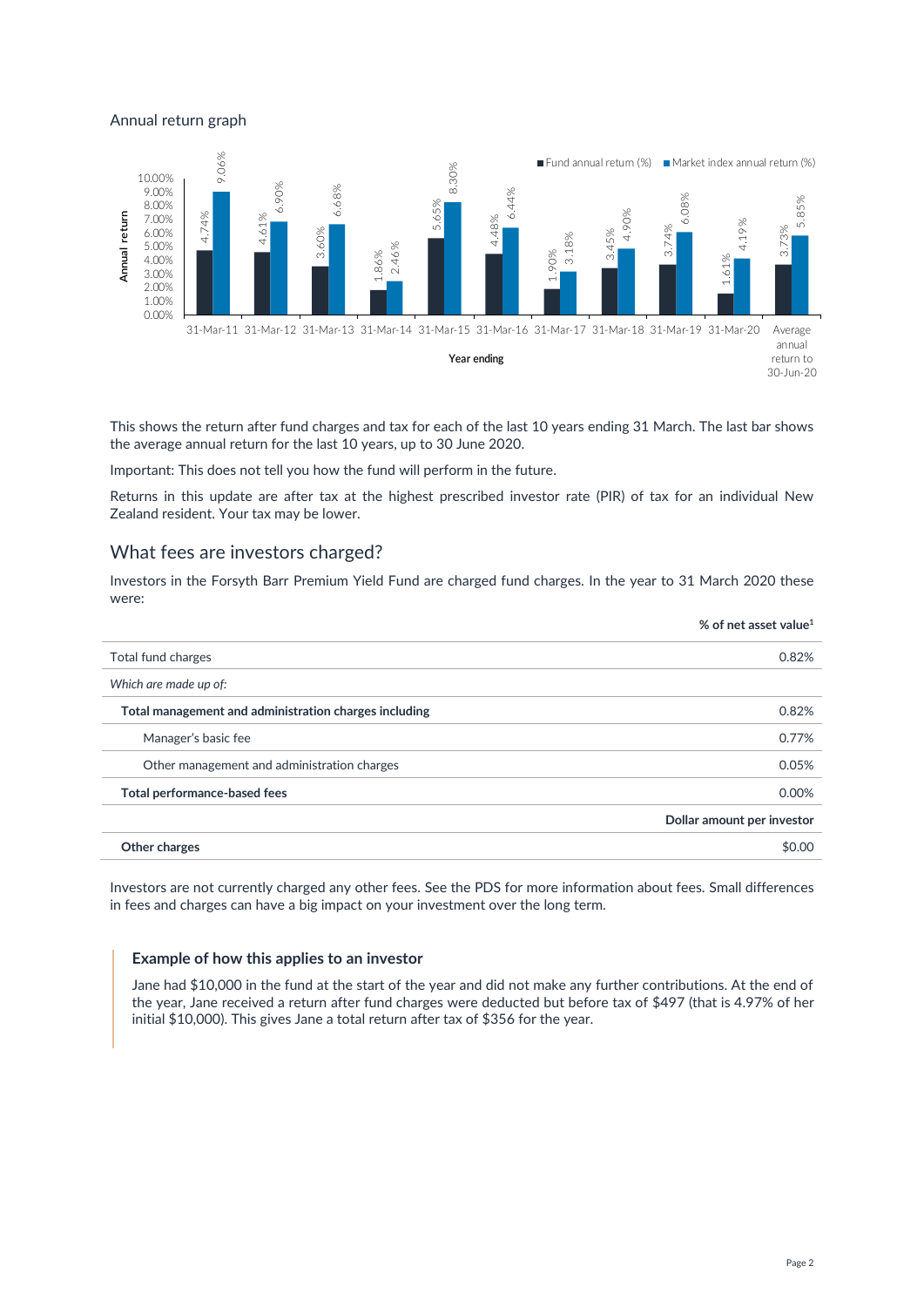Annual return graph

| Year ending | Fund annual return (%) | Market index annual return (%) |
|---|---|---|
| 31-Mar-11 | 4.74% | 9.06% |
| 31-Mar-12 | 4.61% | 6.90% |
| 31-Mar-13 | 3.60% | 6.68% |
| 31-Mar-14 | 1.86% | 2.46% |
| 31-Mar-15 | 5.65% | 8.30% |
| 31-Mar-16 | 4.48% | 6.44% |
| 31-Mar-17 | 1.90% | 3.18% |
| 31-Mar-18 | 3.45% | 4.90% |
| 31-Mar-19 | 3.74% | 6.08% |
| 31-Mar-20 | 1.61% | 4.19% |
| Average annual return to 30-Jun-20 | 3.73% | 5.85% |

This shows the return after fund charges and tax for each of the last 10 years ending 31 March. The last bar shows the average annual return for the last 10 years, up to 30 June 2020.

Important: This does not tell you how the fund will perform in the future.

Returns in this update are after tax at the highest prescribed investor rate (PIR) of tax for an individual New Zealand resident. Your tax may be lower.

## What fees are investors charged?

Investors in the Forsyth Barr Premium Yield Fund are charged fund charges. In the year to 31 March 2020 these were:

| | % of net asset value[1] |
|---|---|
| Total fund charges | 0.82% |
| *Which are made up of:* | |
| **Total management and administration charges including** | 0.82% |
| Manager's basic fee | 0.77% |
| Other management and administration charges | 0.05% |
| **Total performance-based fees** | 0.00% |
| | **Dollar amount per investor** |
| **Other charges** | $0.00 |

Investors are not currently charged any other fees. See the PDS for more information about fees. Small differences in fees and charges can have a big impact on your investment over the long term.

### Example of how this applies to an investor

Jane had $10,000 in the fund at the start of the year and did not make any further contributions. At the end of the year, Jane received a return after fund charges were deducted but before tax of $497 (that is 4.97% of her initial $10,000). This gives Jane a total return after tax of $356 for the year.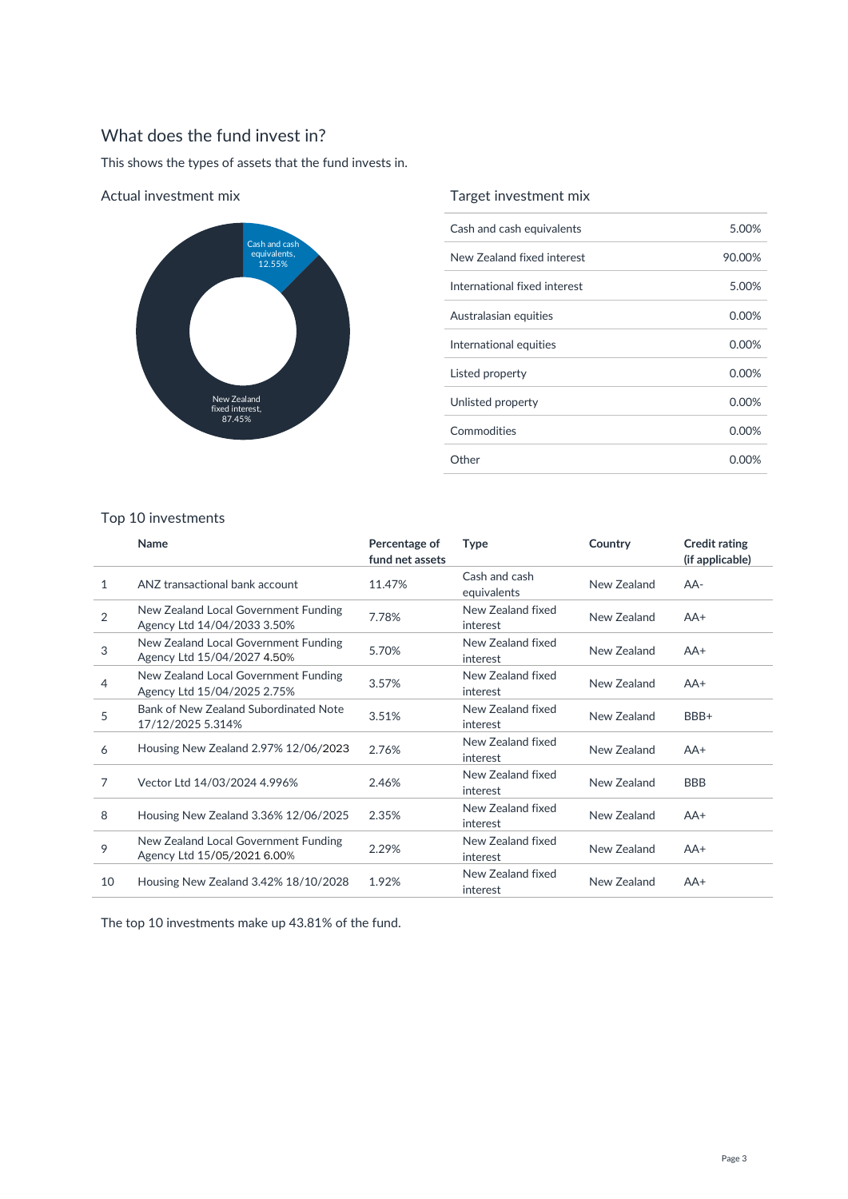## What does the fund invest in?

This shows the types of assets that the fund invests in.

### Actual investment mix

Cash and cash equivalents, 12.55%

New Zealand fixed interest, 87.45%

### Target investment mix

| Asset type | Percentage |
|---|---|
| Cash and cash equivalents | 5.00% |
| New Zealand fixed interest | 90.00% |
| International fixed interest | 5.00% |
| Australasian equities | 0.00% |
| International equities | 0.00% |
| Listed property | 0.00% |
| Unlisted property | 0.00% |
| Commodities | 0.00% |
| Other | 0.00% |

### Top 10 investments

| | Name | Percentage of fund net assets | Type | Country | Credit rating (if applicable) |
|---|---|---|---|---|---|
| 1 | ANZ transactional bank account | 11.47% | Cash and cash equivalents | New Zealand | AA- |
| 2 | New Zealand Local Government Funding Agency Ltd 14/04/2033 3.50% | 7.78% | New Zealand fixed interest | New Zealand | AA+ |
| 3 | New Zealand Local Government Funding Agency Ltd 15/04/2027 4.50% | 5.70% | New Zealand fixed interest | New Zealand | AA+ |
| 4 | New Zealand Local Government Funding Agency Ltd 15/04/2025 2.75% | 3.57% | New Zealand fixed interest | New Zealand | AA+ |
| 5 | Bank of New Zealand Subordinated Note 17/12/2025 5.314% | 3.51% | New Zealand fixed interest | New Zealand | BBB+ |
| 6 | Housing New Zealand 2.97% 12/06/2023 | 2.76% | New Zealand fixed interest | New Zealand | AA+ |
| 7 | Vector Ltd 14/03/2024 4.996% | 2.46% | New Zealand fixed interest | New Zealand | BBB |
| 8 | Housing New Zealand 3.36% 12/06/2025 | 2.35% | New Zealand fixed interest | New Zealand | AA+ |
| 9 | New Zealand Local Government Funding Agency Ltd 15/05/2021 6.00% | 2.29% | New Zealand fixed interest | New Zealand | AA+ |
| 10 | Housing New Zealand 3.42% 18/10/2028 | 1.92% | New Zealand fixed interest | New Zealand | AA+ |

The top 10 investments make up 43.81% of the fund.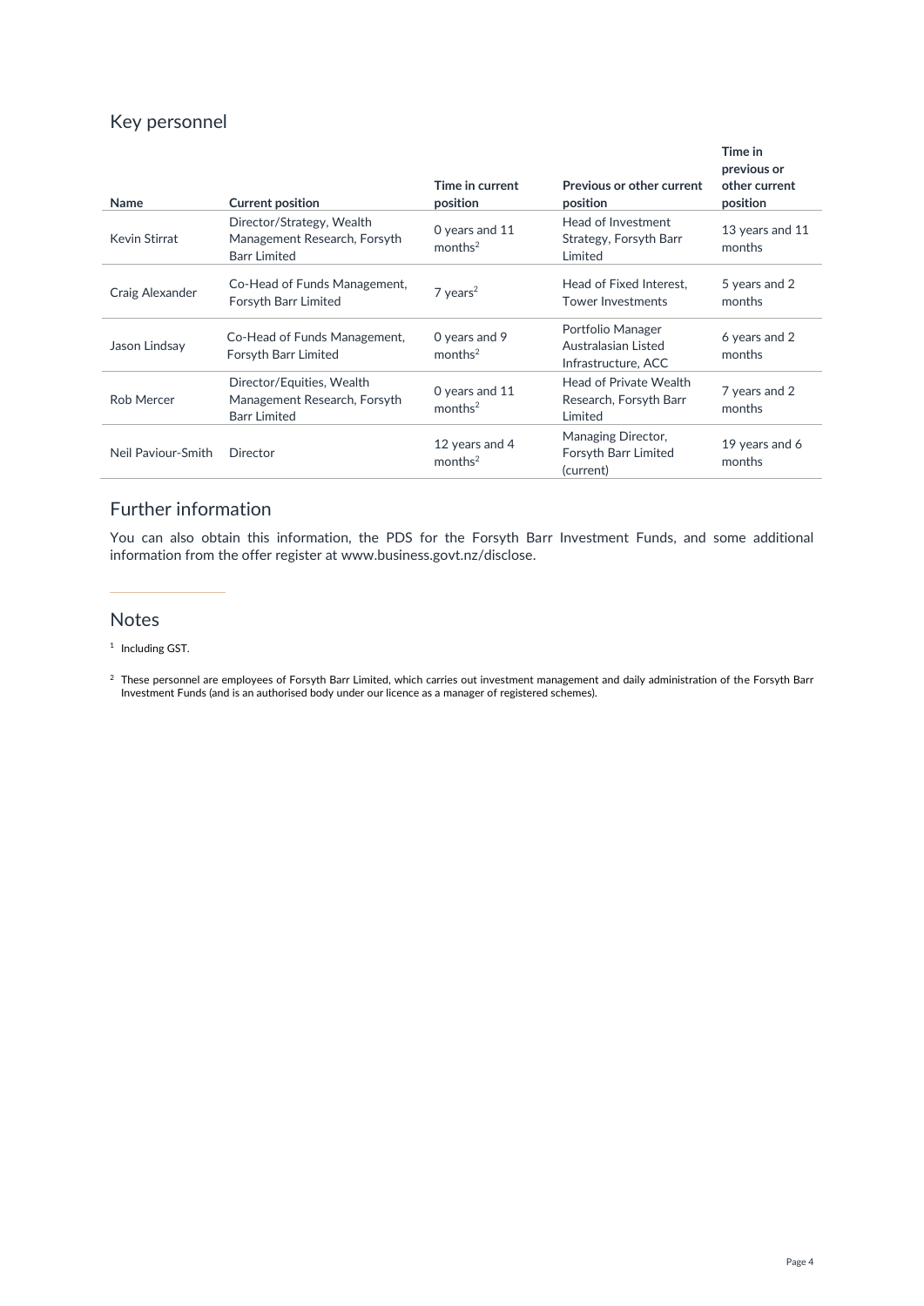## Key personnel

| Name | Current position | Time in current position | Previous or other current position | Time in previous or other current position |
|---|---|---|---|---|
| Kevin Stirrat | Director/Strategy, Wealth Management Research, Forsyth Barr Limited | 0 years and 11 months[2] | Head of Investment Strategy, Forsyth Barr Limited | 13 years and 11 months |
| Craig Alexander | Co-Head of Funds Management, Forsyth Barr Limited | 7 years[2] | Head of Fixed Interest, Tower Investments | 5 years and 2 months |
| Jason Lindsay | Co-Head of Funds Management, Forsyth Barr Limited | 0 years and 9 months[2] | Portfolio Manager Australasian Listed Infrastructure, ACC | 6 years and 2 months |
| Rob Mercer | Director/Equities, Wealth Management Research, Forsyth Barr Limited | 0 years and 11 months[2] | Head of Private Wealth Research, Forsyth Barr Limited | 7 years and 2 months |
| Neil Paviour-Smith | Director | 12 years and 4 months[2] | Managing Director, Forsyth Barr Limited (current) | 19 years and 6 months |

## Further information

You can also obtain this information, the PDS for the Forsyth Barr Investment Funds, and some additional information from the offer register at www.business.govt.nz/disclose.

## Notes

[1] Including GST.

[2] These personnel are employees of Forsyth Barr Limited, which carries out investment management and daily administration of the Forsyth Barr Investment Funds (and is an authorised body under our licence as a manager of registered schemes).